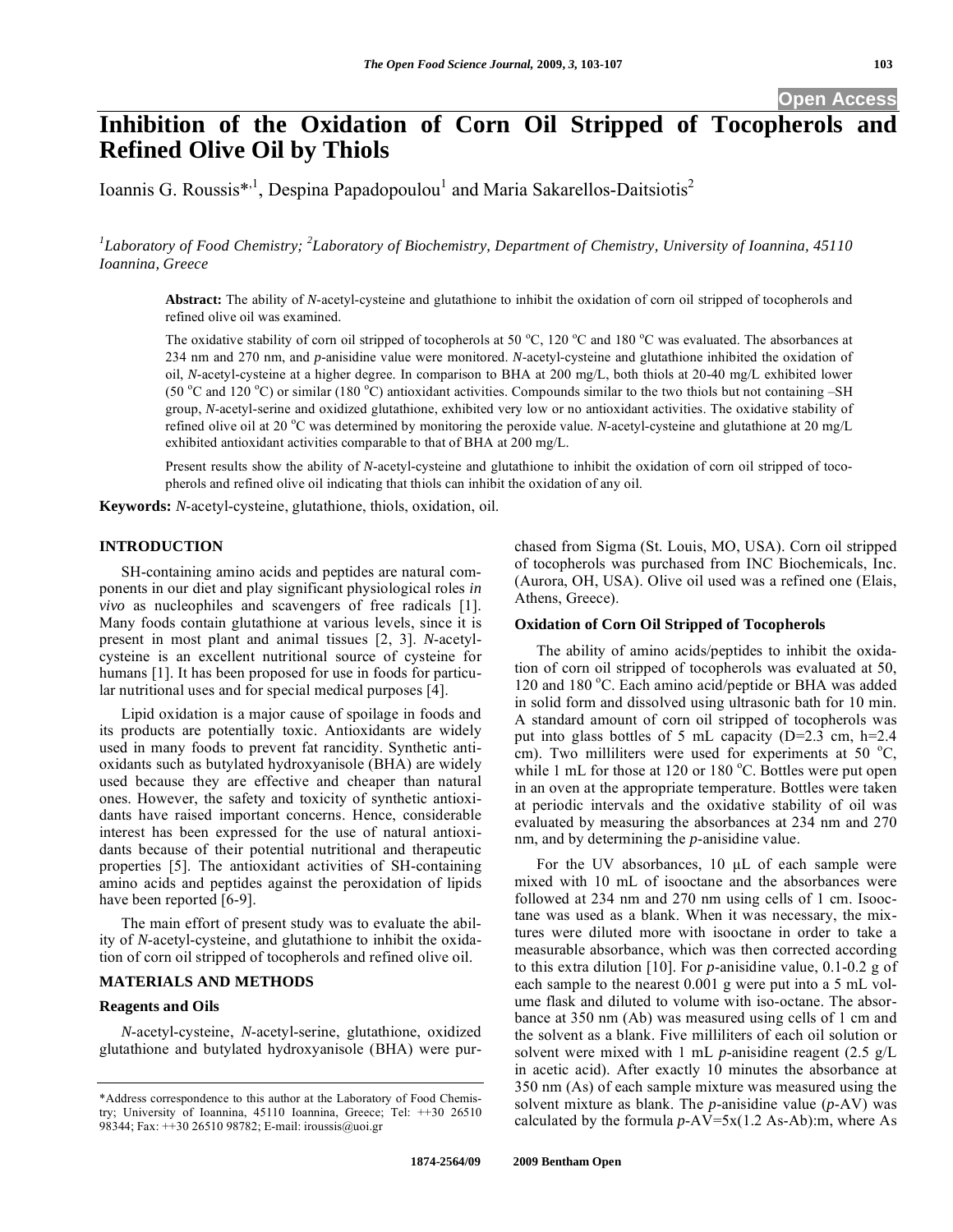# Inhibition of the Oxidation of Corn Oil Stripped of Tocopherols and Refined Olive Oil by Thiols

Ioannis G. Roussis*[,1], Despina Papadopoulou[1] and Maria Sakarellos-Daitsiotis[2]

[1]*Laboratory of Food Chemistry;* [2]*Laboratory of Biochemistry, Department of Chemistry, University of Ioannina, 45110 Ioannina, Greece*

**Abstract:** The ability of *N*-acetyl-cysteine and glutathione to inhibit the oxidation of corn oil stripped of tocopherols and refined olive oil was examined.

The oxidative stability of corn oil stripped of tocopherols at 50 °C, 120 °C and 180 °C was evaluated. The absorbances at 234 nm and 270 nm, and *p*-anisidine value were monitored. *N*-acetyl-cysteine and glutathione inhibited the oxidation of oil, *N*-acetyl-cysteine at a higher degree. In comparison to BHA at 200 mg/L, both thiols at 20-40 mg/L exhibited lower (50 °C and 120 °C) or similar (180 °C) antioxidant activities. Compounds similar to the two thiols but not containing –SH group, *N*-acetyl-serine and oxidized glutathione, exhibited very low or no antioxidant activities. The oxidative stability of refined olive oil at 20 °C was determined by monitoring the peroxide value. *N*-acetyl-cysteine and glutathione at 20 mg/L exhibited antioxidant activities comparable to that of BHA at 200 mg/L.

Present results show the ability of *N*-acetyl-cysteine and glutathione to inhibit the oxidation of corn oil stripped of tocopherols and refined olive oil indicating that thiols can inhibit the oxidation of any oil.

**Keywords:** *N*-acetyl-cysteine, glutathione, thiols, oxidation, oil.

## INTRODUCTION

SH-containing amino acids and peptides are natural components in our diet and play significant physiological roles *in vivo* as nucleophiles and scavengers of free radicals [1]. Many foods contain glutathione at various levels, since it is present in most plant and animal tissues [2, 3]. *N*-acetyl-cysteine is an excellent nutritional source of cysteine for humans [1]. It has been proposed for use in foods for particular nutritional uses and for special medical purposes [4].

Lipid oxidation is a major cause of spoilage in foods and its products are potentially toxic. Antioxidants are widely used in many foods to prevent fat rancidity. Synthetic antioxidants such as butylated hydroxyanisole (BHA) are widely used because they are effective and cheaper than natural ones. However, the safety and toxicity of synthetic antioxidants have raised important concerns. Hence, considerable interest has been expressed for the use of natural antioxidants because of their potential nutritional and therapeutic properties [5]. The antioxidant activities of SH-containing amino acids and peptides against the peroxidation of lipids have been reported [6-9].

The main effort of present study was to evaluate the ability of *N*-acetyl-cysteine, and glutathione to inhibit the oxidation of corn oil stripped of tocopherols and refined olive oil.

## MATERIALS AND METHODS

### Reagents and Oils

*N*-acetyl-cysteine, *N*-acetyl-serine, glutathione, oxidized glutathione and butylated hydroxyanisole (BHA) were purchased from Sigma (St. Louis, MO, USA). Corn oil stripped of tocopherols was purchased from INC Biochemicals, Inc. (Aurora, OH, USA). Olive oil used was a refined one (Elais, Athens, Greece).

### Oxidation of Corn Oil Stripped of Tocopherols

The ability of amino acids/peptides to inhibit the oxidation of corn oil stripped of tocopherols was evaluated at 50, 120 and 180 °C. Each amino acid/peptide or BHA was added in solid form and dissolved using ultrasonic bath for 10 min. A standard amount of corn oil stripped of tocopherols was put into glass bottles of 5 mL capacity (D=2.3 cm, h=2.4 cm). Two milliliters were used for experiments at 50 °C, while 1 mL for those at 120 or 180 °C. Bottles were put open in an oven at the appropriate temperature. Bottles were taken at periodic intervals and the oxidative stability of oil was evaluated by measuring the absorbances at 234 nm and 270 nm, and by determining the *p*-anisidine value.

For the UV absorbances, 10 μL of each sample were mixed with 10 mL of isooctane and the absorbances were followed at 234 nm and 270 nm using cells of 1 cm. Isooctane was used as a blank. When it was necessary, the mixtures were diluted more with isooctane in order to take a measurable absorbance, which was then corrected according to this extra dilution [10]. For *p*-anisidine value, 0.1-0.2 g of each sample to the nearest 0.001 g were put into a 5 mL volume flask and diluted to volume with iso-octane. The absorbance at 350 nm (Ab) was measured using cells of 1 cm and the solvent as a blank. Five milliliters of each oil solution or solvent were mixed with 1 mL *p*-anisidine reagent (2.5 g/L in acetic acid). After exactly 10 minutes the absorbance at 350 nm (As) of each sample mixture was measured using the solvent mixture as blank. The *p*-anisidine value (*p*-AV) was calculated by the formula $p\text{-AV}=5\times(1.2\ As-Ab):m$, where As

*Address correspondence to this author at the Laboratory of Food Chemistry; University of Ioannina, 45110 Ioannina, Greece; Tel: ++30 26510 98344; Fax: ++30 26510 98782; E-mail: iroussis@uoi.gr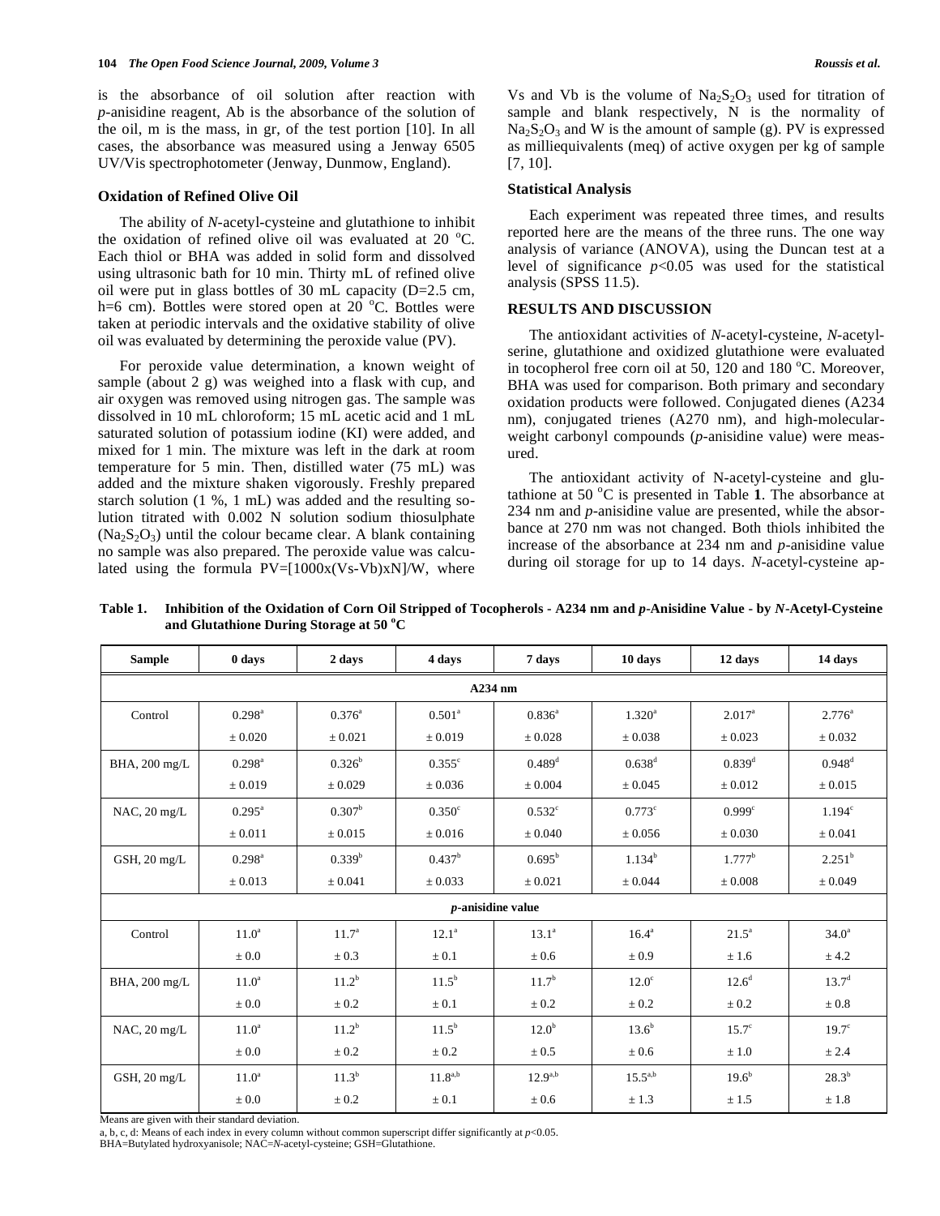is the absorbance of oil solution after reaction with *p*-anisidine reagent, Ab is the absorbance of the solution of the oil, m is the mass, in gr, of the test portion [10]. In all cases, the absorbance was measured using a Jenway 6505 UV/Vis spectrophotometer (Jenway, Dunmow, England).

### Oxidation of Refined Olive Oil

The ability of *N*-acetyl-cysteine and glutathione to inhibit the oxidation of refined olive oil was evaluated at 20 °C. Each thiol or BHA was added in solid form and dissolved using ultrasonic bath for 10 min. Thirty mL of refined olive oil were put in glass bottles of 30 mL capacity (D=2.5 cm, h=6 cm). Bottles were stored open at 20 °C. Bottles were taken at periodic intervals and the oxidative stability of olive oil was evaluated by determining the peroxide value (PV).

For peroxide value determination, a known weight of sample (about 2 g) was weighed into a flask with cup, and air oxygen was removed using nitrogen gas. The sample was dissolved in 10 mL chloroform; 15 mL acetic acid and 1 mL saturated solution of potassium iodine (KI) were added, and mixed for 1 min. The mixture was left in the dark at room temperature for 5 min. Then, distilled water (75 mL) was added and the mixture shaken vigorously. Freshly prepared starch solution (1 %, 1 mL) was added and the resulting solution titrated with 0.002 N solution sodium thiosulphate ($Na_2S_2O_3$) until the colour became clear. A blank containing no sample was also prepared. The peroxide value was calculated using the formula PV=[1000x(Vs-Vb)xN]/W, where Vs and Vb is the volume of $Na_2S_2O_3$ used for titration of sample and blank respectively, N is the normality of $Na_2S_2O_3$ and W is the amount of sample (g). PV is expressed as milliequivalents (meq) of active oxygen per kg of sample [7, 10].

### Statistical Analysis

Each experiment was repeated three times, and results reported here are the means of the three runs. The one way analysis of variance (ANOVA), using the Duncan test at a level of significance $p<0.05$ was used for the statistical analysis (SPSS 11.5).

## RESULTS AND DISCUSSION

The antioxidant activities of *N*-acetyl-cysteine, *N*-acetyl-serine, glutathione and oxidized glutathione were evaluated in tocopherol free corn oil at 50, 120 and 180 °C. Moreover, BHA was used for comparison. Both primary and secondary oxidation products were followed. Conjugated dienes (A234 nm), conjugated trienes (A270 nm), and high-molecular-weight carbonyl compounds (*p*-anisidine value) were measured.

The antioxidant activity of N-acetyl-cysteine and glutathione at 50 °C is presented in Table **1**. The absorbance at 234 nm and *p*-anisidine value are presented, while the absorbance at 270 nm was not changed. Both thiols inhibited the increase of the absorbance at 234 nm and *p*-anisidine value during oil storage for up to 14 days. *N*-acetyl-cysteine ap-

**Table 1. Inhibition of the Oxidation of Corn Oil Stripped of Tocopherols - A234 nm and *p*-Anisidine Value - by *N*-Acetyl-Cysteine and Glutathione During Storage at 50 °C**

| Sample | 0 days | 2 days | 4 days | 7 days | 10 days | 12 days | 14 days |
|---|---|---|---|---|---|---|---|
| **A234 nm** | | | | | | | |
| Control | $0.298^{a}$ ± 0.020 | $0.376^{a}$ ± 0.021 | $0.501^{a}$ ± 0.019 | $0.836^{a}$ ± 0.028 | $1.320^{a}$ ± 0.038 | $2.017^{a}$ ± 0.023 | $2.776^{a}$ ± 0.032 |
| BHA, 200 mg/L | $0.298^{a}$ ± 0.019 | $0.326^{b}$ ± 0.029 | $0.355^{c}$ ± 0.036 | $0.489^{d}$ ± 0.004 | $0.638^{d}$ ± 0.045 | $0.839^{d}$ ± 0.012 | $0.948^{d}$ ± 0.015 |
| NAC, 20 mg/L | $0.295^{a}$ ± 0.011 | $0.307^{b}$ ± 0.015 | $0.350^{c}$ ± 0.016 | $0.532^{c}$ ± 0.040 | $0.773^{c}$ ± 0.056 | $0.999^{c}$ ± 0.030 | $1.194^{c}$ ± 0.041 |
| GSH, 20 mg/L | $0.298^{a}$ ± 0.013 | $0.339^{b}$ ± 0.041 | $0.437^{b}$ ± 0.033 | $0.695^{b}$ ± 0.021 | $1.134^{b}$ ± 0.044 | $1.777^{b}$ ± 0.008 | $2.251^{b}$ ± 0.049 |
| ***p*-anisidine value** | | | | | | | |
| Control | $11.0^{a}$ ± 0.0 | $11.7^{a}$ ± 0.3 | $12.1^{a}$ ± 0.1 | $13.1^{a}$ ± 0.6 | $16.4^{a}$ ± 0.9 | $21.5^{a}$ ± 1.6 | $34.0^{a}$ ± 4.2 |
| BHA, 200 mg/L | $11.0^{a}$ ± 0.0 | $11.2^{b}$ ± 0.2 | $11.5^{b}$ ± 0.1 | $11.7^{b}$ ± 0.2 | $12.0^{c}$ ± 0.2 | $12.6^{d}$ ± 0.2 | $13.7^{d}$ ± 0.8 |
| NAC, 20 mg/L | $11.0^{a}$ ± 0.0 | $11.2^{b}$ ± 0.2 | $11.5^{b}$ ± 0.2 | $12.0^{b}$ ± 0.5 | $13.6^{b}$ ± 0.6 | $15.7^{c}$ ± 1.0 | $19.7^{c}$ ± 2.4 |
| GSH, 20 mg/L | $11.0^{a}$ ± 0.0 | $11.3^{b}$ ± 0.2 | $11.8^{a,b}$ ± 0.1 | $12.9^{a,b}$ ± 0.6 | $15.5^{a,b}$ ± 1.3 | $19.6^{b}$ ± 1.5 | $28.3^{b}$ ± 1.8 |

Means are given with their standard deviation.
a, b, c, d: Means of each index in every column without common superscript differ significantly at $p<0.05$.
BHA=Butylated hydroxyanisole; NAC=*N*-acetyl-cysteine; GSH=Glutathione.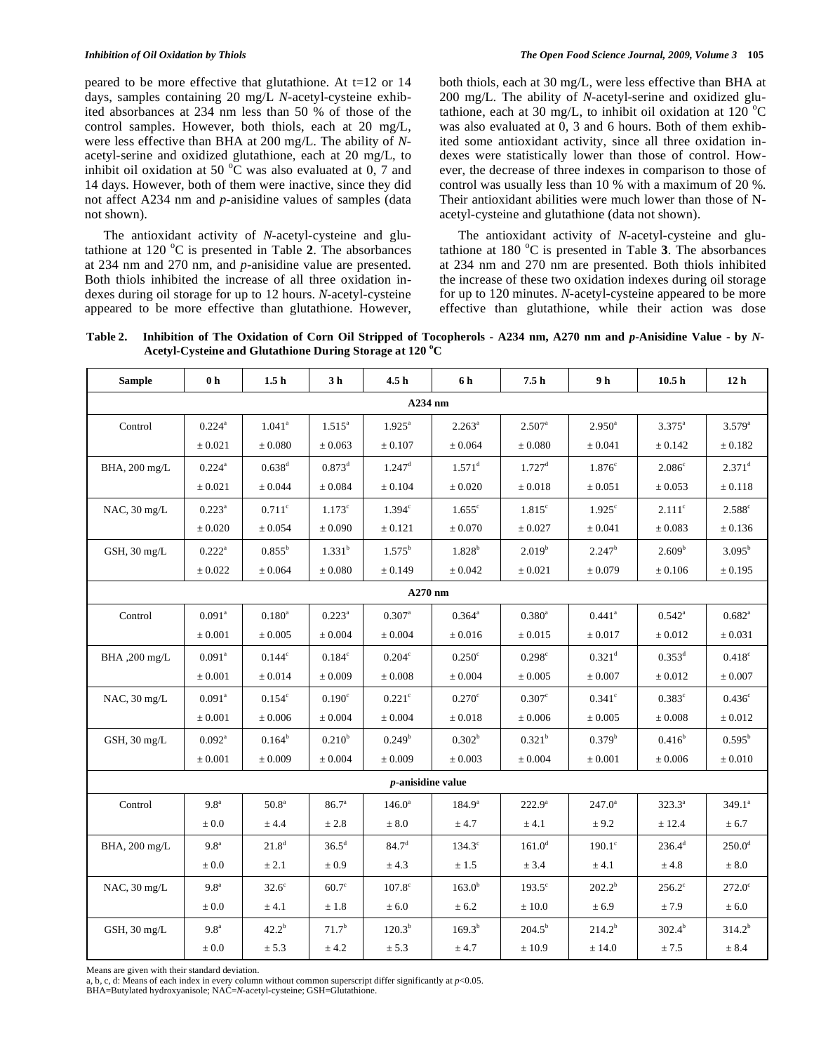peared to be more effective that glutathione. At t=12 or 14 days, samples containing 20 mg/L *N*-acetyl-cysteine exhibited absorbances at 234 nm less than 50 % of those of the control samples. However, both thiols, each at 20 mg/L, were less effective than BHA at 200 mg/L. The ability of *N*-acetyl-serine and oxidized glutathione, each at 20 mg/L, to inhibit oil oxidation at 50 °C was also evaluated at 0, 7 and 14 days. However, both of them were inactive, since they did not affect A234 nm and *p*-anisidine values of samples (data not shown).

The antioxidant activity of *N*-acetyl-cysteine and glutathione at 120 °C is presented in Table **2**. The absorbances at 234 nm and 270 nm, and *p*-anisidine value are presented. Both thiols inhibited the increase of all three oxidation indexes during oil storage for up to 12 hours. *N*-acetyl-cysteine appeared to be more effective than glutathione. However, both thiols, each at 30 mg/L, were less effective than BHA at 200 mg/L. The ability of *N*-acetyl-serine and oxidized glutathione, each at 30 mg/L, to inhibit oil oxidation at 120 °C was also evaluated at 0, 3 and 6 hours. Both of them exhibited some antioxidant activity, since all three oxidation indexes were statistically lower than those of control. However, the decrease of three indexes in comparison to those of control was usually less than 10 % with a maximum of 20 %. Their antioxidant abilities were much lower than those of N-acetyl-cysteine and glutathione (data not shown).

The antioxidant activity of *N*-acetyl-cysteine and glutathione at 180 °C is presented in Table **3**. The absorbances at 234 nm and 270 nm are presented. Both thiols inhibited the increase of these two oxidation indexes during oil storage for up to 120 minutes. *N*-acetyl-cysteine appeared to be more effective than glutathione, while their action was dose

**Table 2. Inhibition of The Oxidation of Corn Oil Stripped of Tocopherols - A234 nm, A270 nm and *p*-Anisidine Value - by *N*-Acetyl-Cysteine and Glutathione During Storage at 120 °C**

| Sample | 0 h | 1.5 h | 3 h | 4.5 h | 6 h | 7.5 h | 9 h | 10.5 h | 12 h |
|---|---|---|---|---|---|---|---|---|---|
| **A234 nm** | | | | | | | | | |
| Control | 0.224[a] ± 0.021 | 1.041[a] ± 0.080 | 1.515[a] ± 0.063 | 1.925[a] ± 0.107 | 2.263[a] ± 0.064 | 2.507[a] ± 0.080 | 2.950[a] ± 0.041 | 3.375[a] ± 0.142 | 3.579[a] ± 0.182 |
| BHA, 200 mg/L | 0.224[a] ± 0.021 | 0.638[d] ± 0.044 | 0.873[d] ± 0.084 | 1.247[d] ± 0.104 | 1.571[d] ± 0.020 | 1.727[d] ± 0.018 | 1.876[c] ± 0.051 | 2.086[c] ± 0.053 | 2.371[d] ± 0.118 |
| NAC, 30 mg/L | 0.223[a] ± 0.020 | 0.711[c] ± 0.054 | 1.173[c] ± 0.090 | 1.394[c] ± 0.121 | 1.655[c] ± 0.070 | 1.815[c] ± 0.027 | 1.925[c] ± 0.041 | 2.111[c] ± 0.083 | 2.588[c] ± 0.136 |
| GSH, 30 mg/L | 0.222[a] ± 0.022 | 0.855[b] ± 0.064 | 1.331[b] ± 0.080 | 1.575[b] ± 0.149 | 1.828[b] ± 0.042 | 2.019[b] ± 0.021 | 2.247[b] ± 0.079 | 2.609[b] ± 0.106 | 3.095[b] ± 0.195 |
| **A270 nm** | | | | | | | | | |
| Control | 0.091[a] ± 0.001 | 0.180[a] ± 0.005 | 0.223[a] ± 0.004 | 0.307[a] ± 0.004 | 0.364[a] ± 0.016 | 0.380[a] ± 0.015 | 0.441[a] ± 0.017 | 0.542[a] ± 0.012 | 0.682[a] ± 0.031 |
| BHA ,200 mg/L | 0.091[a] ± 0.001 | 0.144[c] ± 0.014 | 0.184[c] ± 0.009 | 0.204[c] ± 0.008 | 0.250[c] ± 0.004 | 0.298[c] ± 0.005 | 0.321[d] ± 0.007 | 0.353[d] ± 0.012 | 0.418[c] ± 0.007 |
| NAC, 30 mg/L | 0.091[a] ± 0.001 | 0.154[c] ± 0.006 | 0.190[c] ± 0.004 | 0.221[c] ± 0.004 | 0.270[c] ± 0.018 | 0.307[c] ± 0.006 | 0.341[c] ± 0.005 | 0.383[c] ± 0.008 | 0.436[c] ± 0.012 |
| GSH, 30 mg/L | 0.092[a] ± 0.001 | 0.164[b] ± 0.009 | 0.210[b] ± 0.004 | 0.249[b] ± 0.009 | 0.302[b] ± 0.003 | 0.321[b] ± 0.004 | 0.379[b] ± 0.001 | 0.416[b] ± 0.006 | 0.595[b] ± 0.010 |
| ***p*-anisidine value** | | | | | | | | | |
| Control | 9.8[a] ± 0.0 | 50.8[a] ± 4.4 | 86.7[a] ± 2.8 | 146.0[a] ± 8.0 | 184.9[a] ± 4.7 | 222.9[a] ± 4.1 | 247.0[a] ± 9.2 | 323.3[a] ± 12.4 | 349.1[a] ± 6.7 |
| BHA, 200 mg/L | 9.8[a] ± 0.0 | 21.8[d] ± 2.1 | 36.5[d] ± 0.9 | 84.7[d] ± 4.3 | 134.3[c] ± 1.5 | 161.0[d] ± 3.4 | 190.1[c] ± 4.1 | 236.4[d] ± 4.8 | 250.0[d] ± 8.0 |
| NAC, 30 mg/L | 9.8[a] ± 0.0 | 32.6[c] ± 4.1 | 60.7[c] ± 1.8 | 107.8[c] ± 6.0 | 163.0[b] ± 6.2 | 193.5[c] ± 10.0 | 202.2[b] ± 6.9 | 256.2[c] ± 7.9 | 272.0[c] ± 6.0 |
| GSH, 30 mg/L | 9.8[a] ± 0.0 | 42.2[b] ± 5.3 | 71.7[b] ± 4.2 | 120.3[b] ± 5.3 | 169.3[b] ± 4.7 | 204.5[b] ± 10.9 | 214.2[b] ± 14.0 | 302.4[b] ± 7.5 | 314.2[b] ± 8.4 |

Means are given with their standard deviation.
a, b, c, d: Means of each index in every column without common superscript differ significantly at $p<0.05$.
BHA=Butylated hydroxyanisole; NAC=*N*-acetyl-cysteine; GSH=Glutathione.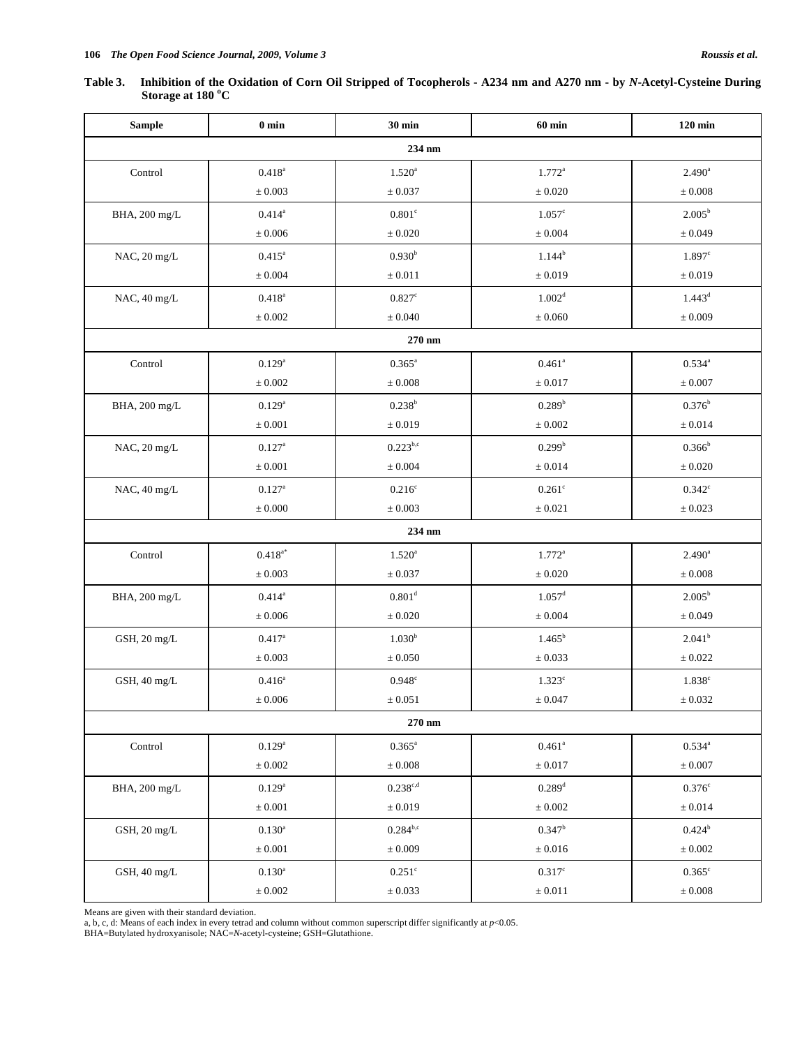**Table 3. Inhibition of the Oxidation of Corn Oil Stripped of Tocopherols - A234 nm and A270 nm - by *N*-Acetyl-Cysteine During Storage at 180 °C**

| Sample | 0 min | 30 min | 60 min | 120 min |
|---|---|---|---|---|
| **234 nm** | | | | |
| Control | $0.418^{a}$ ± 0.003 | $1.520^{a}$ ± 0.037 | $1.772^{a}$ ± 0.020 | $2.490^{a}$ ± 0.008 |
| BHA, 200 mg/L | $0.414^{a}$ ± 0.006 | $0.801^{c}$ ± 0.020 | $1.057^{c}$ ± 0.004 | $2.005^{b}$ ± 0.049 |
| NAC, 20 mg/L | $0.415^{a}$ ± 0.004 | $0.930^{b}$ ± 0.011 | $1.144^{b}$ ± 0.019 | $1.897^{c}$ ± 0.019 |
| NAC, 40 mg/L | $0.418^{a}$ ± 0.002 | $0.827^{c}$ ± 0.040 | $1.002^{d}$ ± 0.060 | $1.443^{d}$ ± 0.009 |
| **270 nm** | | | | |
| Control | $0.129^{a}$ ± 0.002 | $0.365^{a}$ ± 0.008 | $0.461^{a}$ ± 0.017 | $0.534^{a}$ ± 0.007 |
| BHA, 200 mg/L | $0.129^{a}$ ± 0.001 | $0.238^{b}$ ± 0.019 | $0.289^{b}$ ± 0.002 | $0.376^{b}$ ± 0.014 |
| NAC, 20 mg/L | $0.127^{a}$ ± 0.001 | $0.223^{b,c}$ ± 0.004 | $0.299^{b}$ ± 0.014 | $0.366^{b}$ ± 0.020 |
| NAC, 40 mg/L | $0.127^{a}$ ± 0.000 | $0.216^{c}$ ± 0.003 | $0.261^{c}$ ± 0.021 | $0.342^{c}$ ± 0.023 |
| **234 nm** | | | | |
| Control | $0.418^{a*}$ ± 0.003 | $1.520^{a}$ ± 0.037 | $1.772^{a}$ ± 0.020 | $2.490^{a}$ ± 0.008 |
| BHA, 200 mg/L | $0.414^{a}$ ± 0.006 | $0.801^{d}$ ± 0.020 | $1.057^{d}$ ± 0.004 | $2.005^{b}$ ± 0.049 |
| GSH, 20 mg/L | $0.417^{a}$ ± 0.003 | $1.030^{b}$ ± 0.050 | $1.465^{b}$ ± 0.033 | $2.041^{b}$ ± 0.022 |
| GSH, 40 mg/L | $0.416^{a}$ ± 0.006 | $0.948^{c}$ ± 0.051 | $1.323^{c}$ ± 0.047 | $1.838^{c}$ ± 0.032 |
| **270 nm** | | | | |
| Control | $0.129^{a}$ ± 0.002 | $0.365^{a}$ ± 0.008 | $0.461^{a}$ ± 0.017 | $0.534^{a}$ ± 0.007 |
| BHA, 200 mg/L | $0.129^{a}$ ± 0.001 | $0.238^{c,d}$ ± 0.019 | $0.289^{d}$ ± 0.002 | $0.376^{c}$ ± 0.014 |
| GSH, 20 mg/L | $0.130^{a}$ ± 0.001 | $0.284^{b,c}$ ± 0.009 | $0.347^{b}$ ± 0.016 | $0.424^{b}$ ± 0.002 |
| GSH, 40 mg/L | $0.130^{a}$ ± 0.002 | $0.251^{c}$ ± 0.033 | $0.317^{c}$ ± 0.011 | $0.365^{c}$ ± 0.008 |

Means are given with their standard deviation.
a, b, c, d: Means of each index in every tetrad and column without common superscript differ significantly at $p<0.05$.
BHA=Butylated hydroxyanisole; NAC=*N*-acetyl-cysteine; GSH=Glutathione.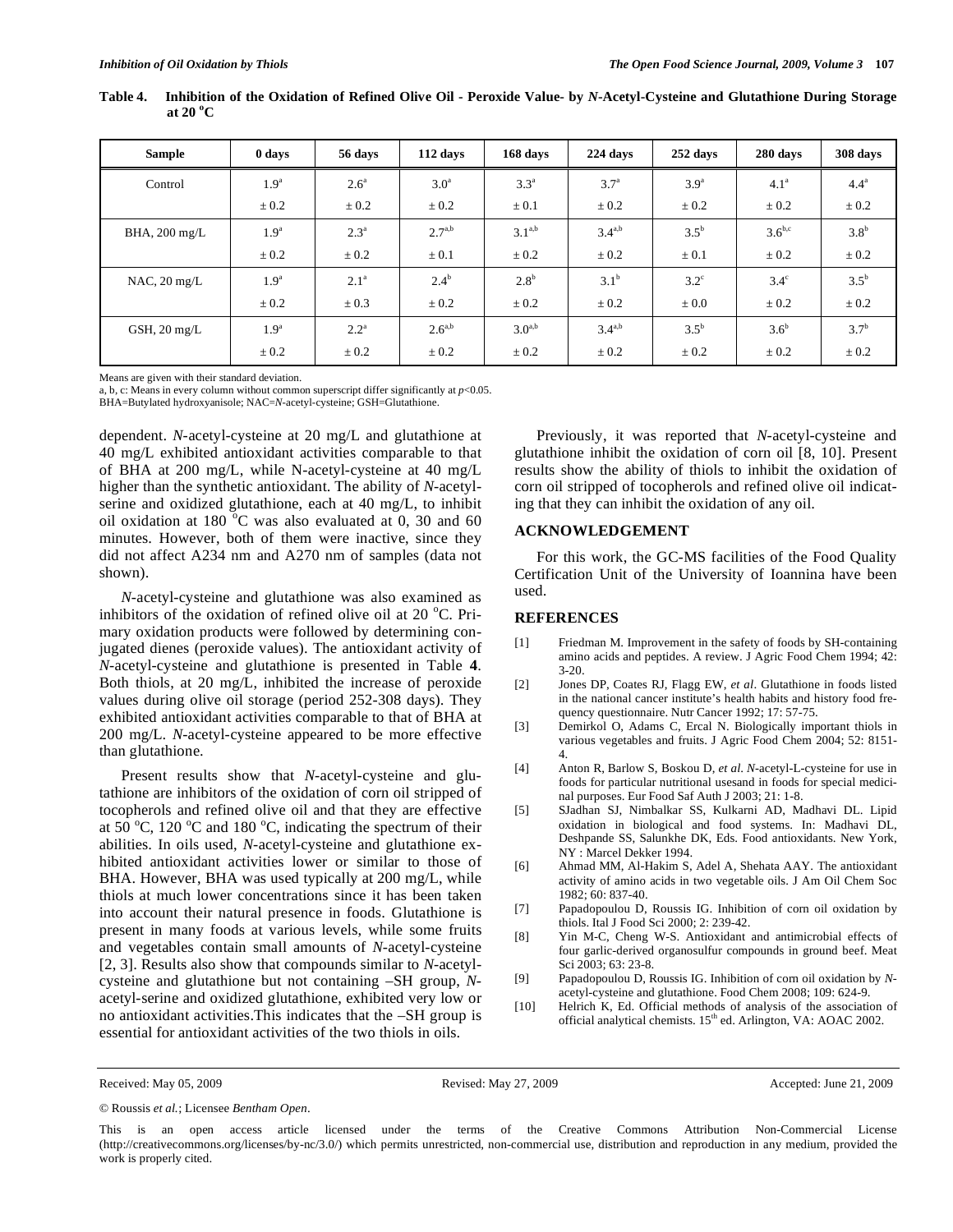**Table 4. Inhibition of the Oxidation of Refined Olive Oil - Peroxide Value- by *N*-Acetyl-Cysteine and Glutathione During Storage at 20 °C**

| Sample | 0 days | 56 days | 112 days | 168 days | 224 days | 252 days | 280 days | 308 days |
|---|---|---|---|---|---|---|---|---|
| Control | $1.9^{a}$ ± 0.2 | $2.6^{a}$ ± 0.2 | $3.0^{a}$ ± 0.2 | $3.3^{a}$ ± 0.1 | $3.7^{a}$ ± 0.2 | $3.9^{a}$ ± 0.2 | $4.1^{a}$ ± 0.2 | $4.4^{a}$ ± 0.2 |
| BHA, 200 mg/L | $1.9^{a}$ ± 0.2 | $2.3^{a}$ ± 0.2 | $2.7^{a,b}$ ± 0.1 | $3.1^{a,b}$ ± 0.2 | $3.4^{a,b}$ ± 0.2 | $3.5^{b}$ ± 0.1 | $3.6^{b,c}$ ± 0.2 | $3.8^{b}$ ± 0.2 |
| NAC, 20 mg/L | $1.9^{a}$ ± 0.2 | $2.1^{a}$ ± 0.3 | $2.4^{b}$ ± 0.2 | $2.8^{b}$ ± 0.2 | $3.1^{b}$ ± 0.2 | $3.2^{c}$ ± 0.0 | $3.4^{c}$ ± 0.2 | $3.5^{b}$ ± 0.2 |
| GSH, 20 mg/L | $1.9^{a}$ ± 0.2 | $2.2^{a}$ ± 0.2 | $2.6^{a,b}$ ± 0.2 | $3.0^{a,b}$ ± 0.2 | $3.4^{a,b}$ ± 0.2 | $3.5^{b}$ ± 0.2 | $3.6^{b}$ ± 0.2 | $3.7^{b}$ ± 0.2 |

Means are given with their standard deviation.
a, b, c: Means in every column without common superscript differ significantly at $p<0.05$.
BHA=Butylated hydroxyanisole; NAC=*N*-acetyl-cysteine; GSH=Glutathione.

dependent. *N*-acetyl-cysteine at 20 mg/L and glutathione at 40 mg/L exhibited antioxidant activities comparable to that of BHA at 200 mg/L, while N-acetyl-cysteine at 40 mg/L higher than the synthetic antioxidant. The ability of *N*-acetyl-serine and oxidized glutathione, each at 40 mg/L, to inhibit oil oxidation at 180 °C was also evaluated at 0, 30 and 60 minutes. However, both of them were inactive, since they did not affect A234 nm and A270 nm of samples (data not shown).

*N*-acetyl-cysteine and glutathione was also examined as inhibitors of the oxidation of refined olive oil at 20 °C. Primary oxidation products were followed by determining conjugated dienes (peroxide values). The antioxidant activity of *N*-acetyl-cysteine and glutathione is presented in Table **4**. Both thiols, at 20 mg/L, inhibited the increase of peroxide values during olive oil storage (period 252-308 days). They exhibited antioxidant activities comparable to that of BHA at 200 mg/L. *N*-acetyl-cysteine appeared to be more effective than glutathione.

Present results show that *N*-acetyl-cysteine and glutathione are inhibitors of the oxidation of corn oil stripped of tocopherols and refined olive oil and that they are effective at 50 °C, 120 °C and 180 °C, indicating the spectrum of their abilities. In oils used, *N*-acetyl-cysteine and glutathione exhibited antioxidant activities lower or similar to those of BHA. However, BHA was used typically at 200 mg/L, while thiols at much lower concentrations since it has been taken into account their natural presence in foods. Glutathione is present in many foods at various levels, while some fruits and vegetables contain small amounts of *N*-acetyl-cysteine [2, 3]. Results also show that compounds similar to *N*-acetyl-cysteine and glutathione but not containing –SH group, *N*-acetyl-serine and oxidized glutathione, exhibited very low or no antioxidant activities.This indicates that the –SH group is essential for antioxidant activities of the two thiols in oils.

Previously, it was reported that *N*-acetyl-cysteine and glutathione inhibit the oxidation of corn oil [8, 10]. Present results show the ability of thiols to inhibit the oxidation of corn oil stripped of tocopherols and refined olive oil indicating that they can inhibit the oxidation of any oil.

## ACKNOWLEDGEMENT

For this work, the GC-MS facilities of the Food Quality Certification Unit of the University of Ioannina have been used.

## REFERENCES

[1] Friedman M. Improvement in the safety of foods by SH-containing amino acids and peptides. A review. J Agric Food Chem 1994; 42: 3-20.

[2] Jones DP, Coates RJ, Flagg EW, *et al*. Glutathione in foods listed in the national cancer institute's health habits and history food frequency questionnaire. Nutr Cancer 1992; 17: 57-75.

[3] Demirkol O, Adams C, Ercal N. Biologically important thiols in various vegetables and fruits. J Agric Food Chem 2004; 52: 8151-4.

[4] Anton R, Barlow S, Boskou D, *et al*. *N*-acetyl-L-cysteine for use in foods for particular nutritional usesand in foods for special medicinal purposes. Eur Food Saf Auth J 2003; 21: 1-8.

[5] SJadhan SJ, Nimbalkar SS, Kulkarni AD, Madhavi DL. Lipid oxidation in biological and food systems. In: Madhavi DL, Deshpande SS, Salunkhe DK, Eds. Food antioxidants. New York, NY : Marcel Dekker 1994.

[6] Ahmad MM, Al-Hakim S, Adel A, Shehata AAY. The antioxidant activity of amino acids in two vegetable oils. J Am Oil Chem Soc 1982; 60: 837-40.

[7] Papadopoulou D, Roussis IG. Inhibition of corn oil oxidation by thiols. Ital J Food Sci 2000; 2: 239-42.

[8] Yin M-C, Cheng W-S. Antioxidant and antimicrobial effects of four garlic-derived organosulfur compounds in ground beef. Meat Sci 2003; 63: 23-8.

[9] Papadopoulou D, Roussis IG. Inhibition of corn oil oxidation by *N*-acetyl-cysteine and glutathione. Food Chem 2008; 109: 624-9.

[10] Helrich K, Ed. Official methods of analysis of the association of official analytical chemists. 15th ed. Arlington, VA: AOAC 2002.

Received: May 05, 2009 Revised: May 27, 2009 Accepted: June 21, 2009

© Roussis *et al.*; Licensee *Bentham Open*.

This is an open access article licensed under the terms of the Creative Commons Attribution Non-Commercial License (http://creativecommons.org/licenses/by-nc/3.0/) which permits unrestricted, non-commercial use, distribution and reproduction in any medium, provided the work is properly cited.